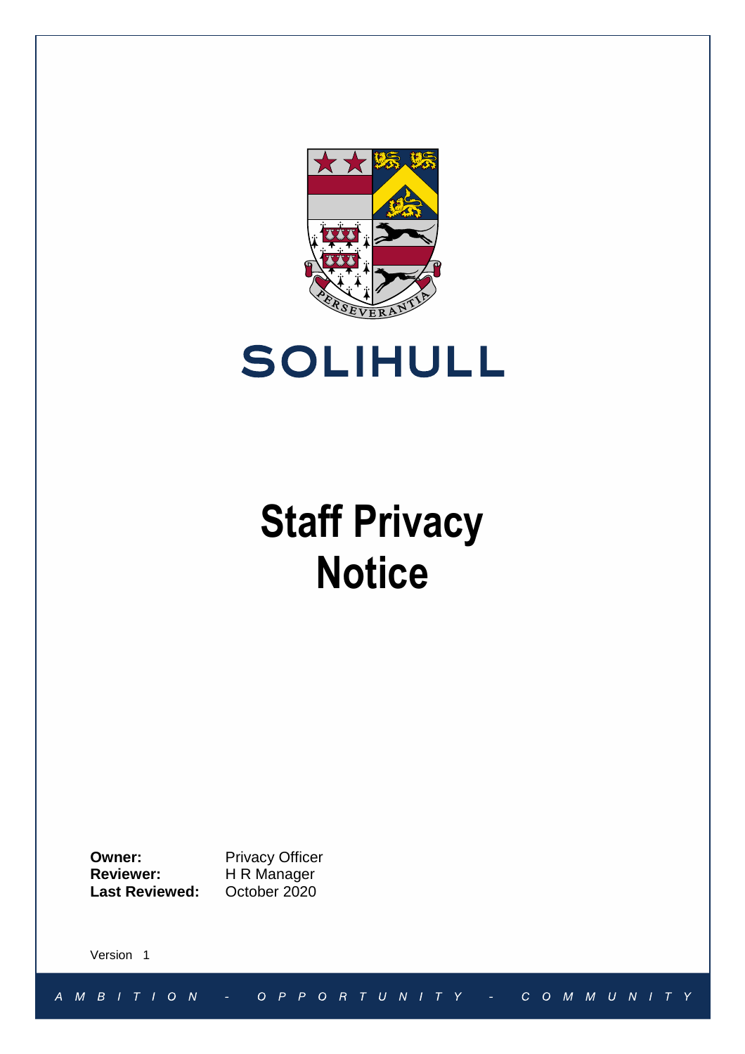SOLIHULL

# Staff Privacy Notice

**Owner:** Privacy Officer
**Reviewer:** H R Manager
**Last Reviewed:** October 2020

Version 1

A M B I T I O N - O P P O R T U N I T Y - C O M M U N I T Y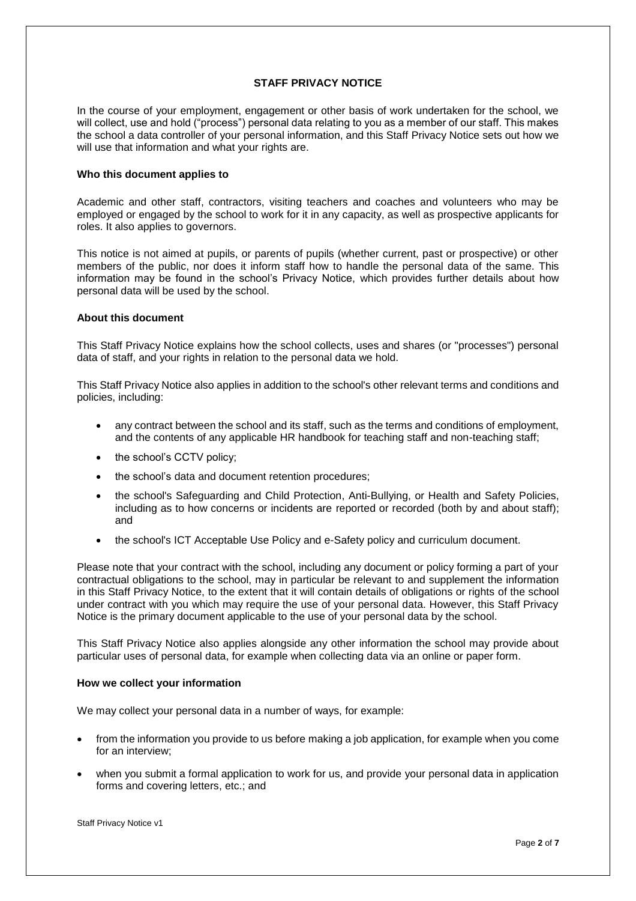## STAFF PRIVACY NOTICE

In the course of your employment, engagement or other basis of work undertaken for the school, we will collect, use and hold ("process") personal data relating to you as a member of our staff. This makes the school a data controller of your personal information, and this Staff Privacy Notice sets out how we will use that information and what your rights are.

### Who this document applies to

Academic and other staff, contractors, visiting teachers and coaches and volunteers who may be employed or engaged by the school to work for it in any capacity, as well as prospective applicants for roles. It also applies to governors.

This notice is not aimed at pupils, or parents of pupils (whether current, past or prospective) or other members of the public, nor does it inform staff how to handle the personal data of the same. This information may be found in the school's Privacy Notice, which provides further details about how personal data will be used by the school.

### About this document

This Staff Privacy Notice explains how the school collects, uses and shares (or "processes") personal data of staff, and your rights in relation to the personal data we hold.

This Staff Privacy Notice also applies in addition to the school's other relevant terms and conditions and policies, including:

- any contract between the school and its staff, such as the terms and conditions of employment, and the contents of any applicable HR handbook for teaching staff and non-teaching staff;
- the school's CCTV policy;
- the school's data and document retention procedures;
- the school's Safeguarding and Child Protection, Anti-Bullying, or Health and Safety Policies, including as to how concerns or incidents are reported or recorded (both by and about staff); and
- the school's ICT Acceptable Use Policy and e-Safety policy and curriculum document.

Please note that your contract with the school, including any document or policy forming a part of your contractual obligations to the school, may in particular be relevant to and supplement the information in this Staff Privacy Notice, to the extent that it will contain details of obligations or rights of the school under contract with you which may require the use of your personal data. However, this Staff Privacy Notice is the primary document applicable to the use of your personal data by the school.

This Staff Privacy Notice also applies alongside any other information the school may provide about particular uses of personal data, for example when collecting data via an online or paper form.

### How we collect your information

We may collect your personal data in a number of ways, for example:

- from the information you provide to us before making a job application, for example when you come for an interview;
- when you submit a formal application to work for us, and provide your personal data in application forms and covering letters, etc.; and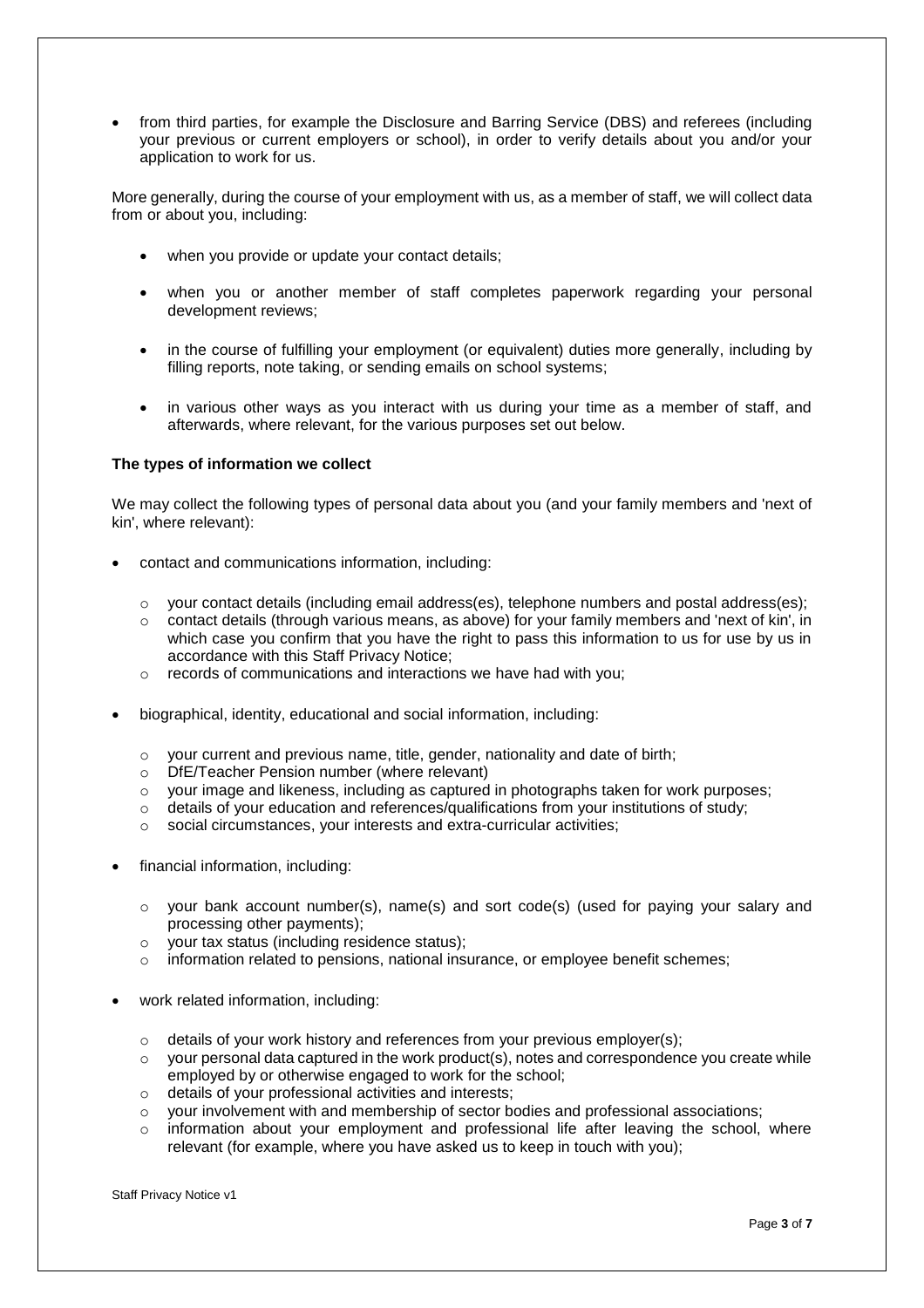- from third parties, for example the Disclosure and Barring Service (DBS) and referees (including your previous or current employers or school), in order to verify details about you and/or your application to work for us.

More generally, during the course of your employment with us, as a member of staff, we will collect data from or about you, including:

- when you provide or update your contact details;
- when you or another member of staff completes paperwork regarding your personal development reviews;
- in the course of fulfilling your employment (or equivalent) duties more generally, including by filling reports, note taking, or sending emails on school systems;
- in various other ways as you interact with us during your time as a member of staff, and afterwards, where relevant, for the various purposes set out below.

**The types of information we collect**

We may collect the following types of personal data about you (and your family members and 'next of kin', where relevant):

- contact and communications information, including:
    - your contact details (including email address(es), telephone numbers and postal address(es);
    - contact details (through various means, as above) for your family members and 'next of kin', in which case you confirm that you have the right to pass this information to us for use by us in accordance with this Staff Privacy Notice;
    - records of communications and interactions we have had with you;
- biographical, identity, educational and social information, including:
    - your current and previous name, title, gender, nationality and date of birth;
    - DfE/Teacher Pension number (where relevant)
    - your image and likeness, including as captured in photographs taken for work purposes;
    - details of your education and references/qualifications from your institutions of study;
    - social circumstances, your interests and extra-curricular activities;
- financial information, including:
    - your bank account number(s), name(s) and sort code(s) (used for paying your salary and processing other payments);
    - your tax status (including residence status);
    - information related to pensions, national insurance, or employee benefit schemes;
- work related information, including:
    - details of your work history and references from your previous employer(s);
    - your personal data captured in the work product(s), notes and correspondence you create while employed by or otherwise engaged to work for the school;
    - details of your professional activities and interests;
    - your involvement with and membership of sector bodies and professional associations;
    - information about your employment and professional life after leaving the school, where relevant (for example, where you have asked us to keep in touch with you);

Staff Privacy Notice v1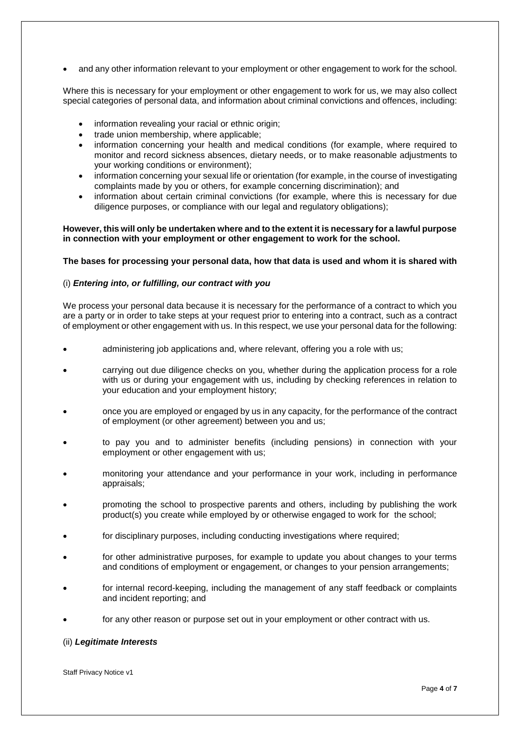- and any other information relevant to your employment or other engagement to work for the school.

Where this is necessary for your employment or other engagement to work for us, we may also collect special categories of personal data, and information about criminal convictions and offences, including:

- information revealing your racial or ethnic origin;
- trade union membership, where applicable;
- information concerning your health and medical conditions (for example, where required to monitor and record sickness absences, dietary needs, or to make reasonable adjustments to your working conditions or environment);
- information concerning your sexual life or orientation (for example, in the course of investigating complaints made by you or others, for example concerning discrimination); and
- information about certain criminal convictions (for example, where this is necessary for due diligence purposes, or compliance with our legal and regulatory obligations);

**However, this will only be undertaken where and to the extent it is necessary for a lawful purpose in connection with your employment or other engagement to work for the school.**

**The bases for processing your personal data, how that data is used and whom it is shared with**

(i) ***Entering into, or fulfilling, our contract with you***

We process your personal data because it is necessary for the performance of a contract to which you are a party or in order to take steps at your request prior to entering into a contract, such as a contract of employment or other engagement with us. In this respect, we use your personal data for the following:

- administering job applications and, where relevant, offering you a role with us;
- carrying out due diligence checks on you, whether during the application process for a role with us or during your engagement with us, including by checking references in relation to your education and your employment history;
- once you are employed or engaged by us in any capacity, for the performance of the contract of employment (or other agreement) between you and us;
- to pay you and to administer benefits (including pensions) in connection with your employment or other engagement with us;
- monitoring your attendance and your performance in your work, including in performance appraisals;
- promoting the school to prospective parents and others, including by publishing the work product(s) you create while employed by or otherwise engaged to work for the school;
- for disciplinary purposes, including conducting investigations where required;
- for other administrative purposes, for example to update you about changes to your terms and conditions of employment or engagement, or changes to your pension arrangements;
- for internal record-keeping, including the management of any staff feedback or complaints and incident reporting; and
- for any other reason or purpose set out in your employment or other contract with us.

(ii) ***Legitimate Interests***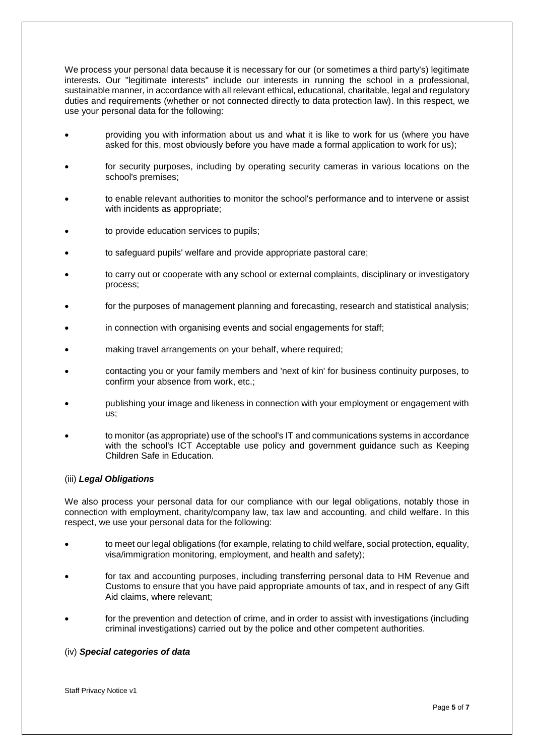We process your personal data because it is necessary for our (or sometimes a third party's) legitimate interests. Our "legitimate interests" include our interests in running the school in a professional, sustainable manner, in accordance with all relevant ethical, educational, charitable, legal and regulatory duties and requirements (whether or not connected directly to data protection law). In this respect, we use your personal data for the following:

- providing you with information about us and what it is like to work for us (where you have asked for this, most obviously before you have made a formal application to work for us);
- for security purposes, including by operating security cameras in various locations on the school's premises;
- to enable relevant authorities to monitor the school's performance and to intervene or assist with incidents as appropriate;
- to provide education services to pupils;
- to safeguard pupils' welfare and provide appropriate pastoral care;
- to carry out or cooperate with any school or external complaints, disciplinary or investigatory process;
- for the purposes of management planning and forecasting, research and statistical analysis;
- in connection with organising events and social engagements for staff;
- making travel arrangements on your behalf, where required;
- contacting you or your family members and 'next of kin' for business continuity purposes, to confirm your absence from work, etc.;
- publishing your image and likeness in connection with your employment or engagement with us;
- to monitor (as appropriate) use of the school's IT and communications systems in accordance with the school's ICT Acceptable use policy and government guidance such as Keeping Children Safe in Education.

(iii) ***Legal Obligations***

We also process your personal data for our compliance with our legal obligations, notably those in connection with employment, charity/company law, tax law and accounting, and child welfare. In this respect, we use your personal data for the following:

- to meet our legal obligations (for example, relating to child welfare, social protection, equality, visa/immigration monitoring, employment, and health and safety);
- for tax and accounting purposes, including transferring personal data to HM Revenue and Customs to ensure that you have paid appropriate amounts of tax, and in respect of any Gift Aid claims, where relevant;
- for the prevention and detection of crime, and in order to assist with investigations (including criminal investigations) carried out by the police and other competent authorities.

(iv) ***Special categories of data***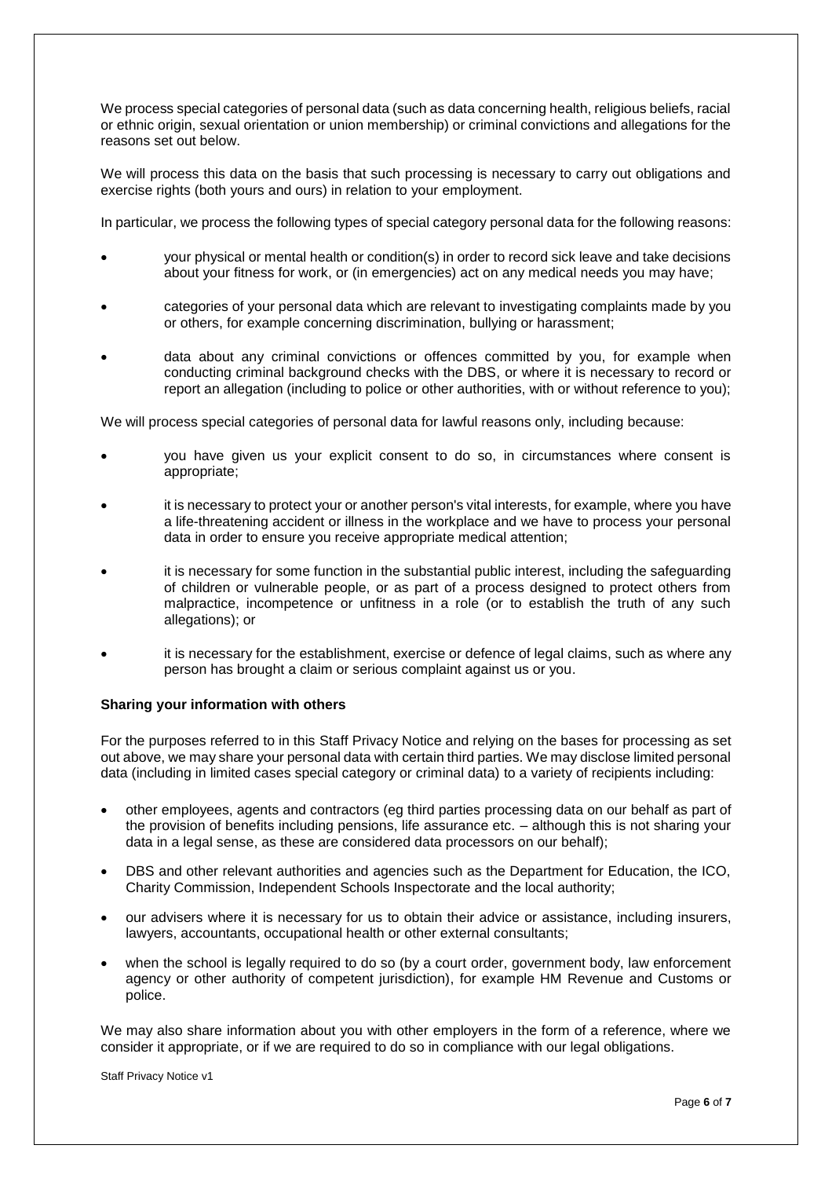We process special categories of personal data (such as data concerning health, religious beliefs, racial or ethnic origin, sexual orientation or union membership) or criminal convictions and allegations for the reasons set out below.

We will process this data on the basis that such processing is necessary to carry out obligations and exercise rights (both yours and ours) in relation to your employment.

In particular, we process the following types of special category personal data for the following reasons:

- your physical or mental health or condition(s) in order to record sick leave and take decisions about your fitness for work, or (in emergencies) act on any medical needs you may have;
- categories of your personal data which are relevant to investigating complaints made by you or others, for example concerning discrimination, bullying or harassment;
- data about any criminal convictions or offences committed by you, for example when conducting criminal background checks with the DBS, or where it is necessary to record or report an allegation (including to police or other authorities, with or without reference to you);

We will process special categories of personal data for lawful reasons only, including because:

- you have given us your explicit consent to do so, in circumstances where consent is appropriate;
- it is necessary to protect your or another person's vital interests, for example, where you have a life-threatening accident or illness in the workplace and we have to process your personal data in order to ensure you receive appropriate medical attention;
- it is necessary for some function in the substantial public interest, including the safeguarding of children or vulnerable people, or as part of a process designed to protect others from malpractice, incompetence or unfitness in a role (or to establish the truth of any such allegations); or
- it is necessary for the establishment, exercise or defence of legal claims, such as where any person has brought a claim or serious complaint against us or you.

**Sharing your information with others**

For the purposes referred to in this Staff Privacy Notice and relying on the bases for processing as set out above, we may share your personal data with certain third parties. We may disclose limited personal data (including in limited cases special category or criminal data) to a variety of recipients including:

- other employees, agents and contractors (eg third parties processing data on our behalf as part of the provision of benefits including pensions, life assurance etc. – although this is not sharing your data in a legal sense, as these are considered data processors on our behalf);
- DBS and other relevant authorities and agencies such as the Department for Education, the ICO, Charity Commission, Independent Schools Inspectorate and the local authority;
- our advisers where it is necessary for us to obtain their advice or assistance, including insurers, lawyers, accountants, occupational health or other external consultants;
- when the school is legally required to do so (by a court order, government body, law enforcement agency or other authority of competent jurisdiction), for example HM Revenue and Customs or police.

We may also share information about you with other employers in the form of a reference, where we consider it appropriate, or if we are required to do so in compliance with our legal obligations.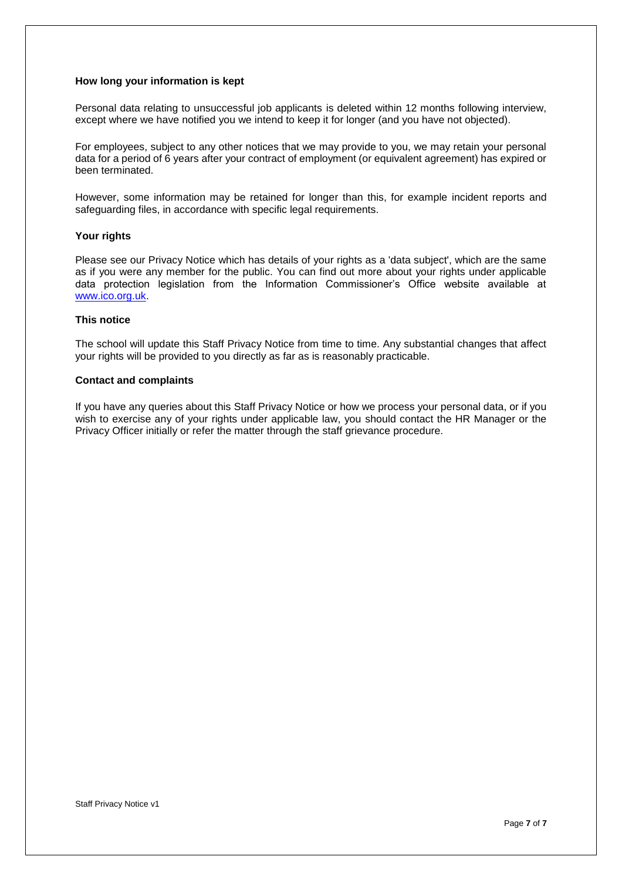### How long your information is kept

Personal data relating to unsuccessful job applicants is deleted within 12 months following interview, except where we have notified you we intend to keep it for longer (and you have not objected).

For employees, subject to any other notices that we may provide to you, we may retain your personal data for a period of 6 years after your contract of employment (or equivalent agreement) has expired or been terminated.

However, some information may be retained for longer than this, for example incident reports and safeguarding files, in accordance with specific legal requirements.

### Your rights

Please see our Privacy Notice which has details of your rights as a 'data subject', which are the same as if you were any member for the public. You can find out more about your rights under applicable data protection legislation from the Information Commissioner's Office website available at [www.ico.org.uk](http://www.ico.org.uk).

### This notice

The school will update this Staff Privacy Notice from time to time. Any substantial changes that affect your rights will be provided to you directly as far as is reasonably practicable.

### Contact and complaints

If you have any queries about this Staff Privacy Notice or how we process your personal data, or if you wish to exercise any of your rights under applicable law, you should contact the HR Manager or the Privacy Officer initially or refer the matter through the staff grievance procedure.